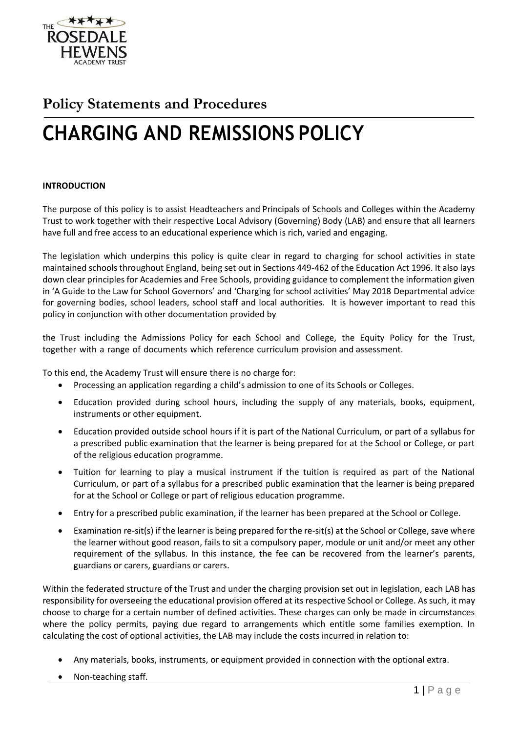## Policy Statements and Procedures

# CHARGING AND REMISSIONS POLICY

**INTRODUCTION**

The purpose of this policy is to assist Headteachers and Principals of Schools and Colleges within the Academy Trust to work together with their respective Local Advisory (Governing) Body (LAB) and ensure that all learners have full and free access to an educational experience which is rich, varied and engaging.

The legislation which underpins this policy is quite clear in regard to charging for school activities in state maintained schools throughout England, being set out in Sections 449-462 of the Education Act 1996. It also lays down clear principles for Academies and Free Schools, providing guidance to complement the information given in 'A Guide to the Law for School Governors' and 'Charging for school activities' May 2018 Departmental advice for governing bodies, school leaders, school staff and local authorities. It is however important to read this policy in conjunction with other documentation provided by

the Trust including the Admissions Policy for each School and College, the Equity Policy for the Trust, together with a range of documents which reference curriculum provision and assessment.

To this end, the Academy Trust will ensure there is no charge for:

- Processing an application regarding a child's admission to one of its Schools or Colleges.
- Education provided during school hours, including the supply of any materials, books, equipment, instruments or other equipment.
- Education provided outside school hours if it is part of the National Curriculum, or part of a syllabus for a prescribed public examination that the learner is being prepared for at the School or College, or part of the religious education programme.
- Tuition for learning to play a musical instrument if the tuition is required as part of the National Curriculum, or part of a syllabus for a prescribed public examination that the learner is being prepared for at the School or College or part of religious education programme.
- Entry for a prescribed public examination, if the learner has been prepared at the School or College.
- Examination re-sit(s) if the learner is being prepared for the re-sit(s) at the School or College, save where the learner without good reason, fails to sit a compulsory paper, module or unit and/or meet any other requirement of the syllabus. In this instance, the fee can be recovered from the learner's parents, guardians or carers, guardians or carers.

Within the federated structure of the Trust and under the charging provision set out in legislation, each LAB has responsibility for overseeing the educational provision offered at its respective School or College. As such, it may choose to charge for a certain number of defined activities. These charges can only be made in circumstances where the policy permits, paying due regard to arrangements which entitle some families exemption. In calculating the cost of optional activities, the LAB may include the costs incurred in relation to:

- Any materials, books, instruments, or equipment provided in connection with the optional extra.
- Non-teaching staff.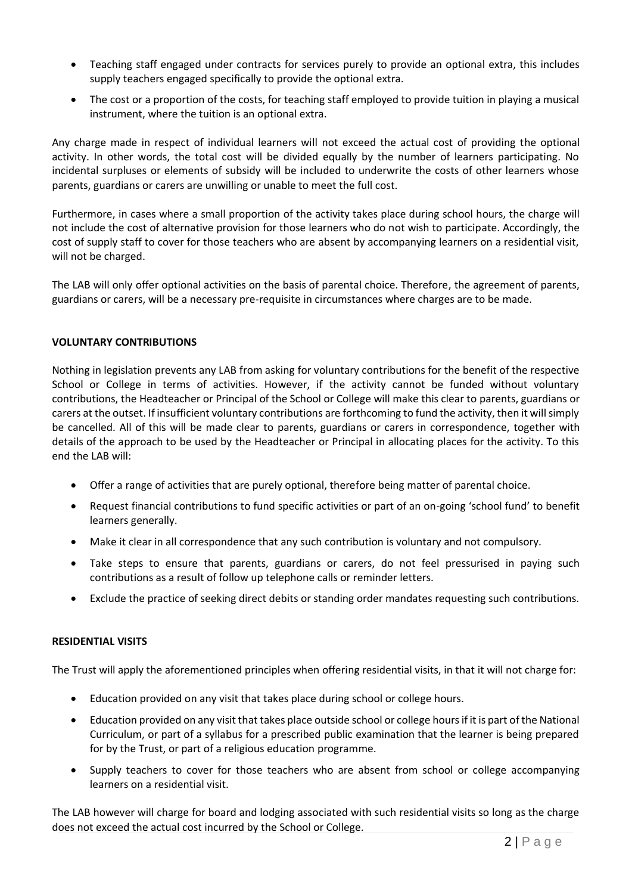- Teaching staff engaged under contracts for services purely to provide an optional extra, this includes supply teachers engaged specifically to provide the optional extra.
- The cost or a proportion of the costs, for teaching staff employed to provide tuition in playing a musical instrument, where the tuition is an optional extra.

Any charge made in respect of individual learners will not exceed the actual cost of providing the optional activity. In other words, the total cost will be divided equally by the number of learners participating. No incidental surpluses or elements of subsidy will be included to underwrite the costs of other learners whose parents, guardians or carers are unwilling or unable to meet the full cost.

Furthermore, in cases where a small proportion of the activity takes place during school hours, the charge will not include the cost of alternative provision for those learners who do not wish to participate. Accordingly, the cost of supply staff to cover for those teachers who are absent by accompanying learners on a residential visit, will not be charged.

The LAB will only offer optional activities on the basis of parental choice. Therefore, the agreement of parents, guardians or carers, will be a necessary pre-requisite in circumstances where charges are to be made.

**VOLUNTARY CONTRIBUTIONS**

Nothing in legislation prevents any LAB from asking for voluntary contributions for the benefit of the respective School or College in terms of activities. However, if the activity cannot be funded without voluntary contributions, the Headteacher or Principal of the School or College will make this clear to parents, guardians or carers at the outset. If insufficient voluntary contributions are forthcoming to fund the activity, then it will simply be cancelled. All of this will be made clear to parents, guardians or carers in correspondence, together with details of the approach to be used by the Headteacher or Principal in allocating places for the activity. To this end the LAB will:

- Offer a range of activities that are purely optional, therefore being matter of parental choice.
- Request financial contributions to fund specific activities or part of an on-going 'school fund' to benefit learners generally.
- Make it clear in all correspondence that any such contribution is voluntary and not compulsory.
- Take steps to ensure that parents, guardians or carers, do not feel pressurised in paying such contributions as a result of follow up telephone calls or reminder letters.
- Exclude the practice of seeking direct debits or standing order mandates requesting such contributions.

**RESIDENTIAL VISITS**

The Trust will apply the aforementioned principles when offering residential visits, in that it will not charge for:

- Education provided on any visit that takes place during school or college hours.
- Education provided on any visit that takes place outside school or college hours if it is part of the National Curriculum, or part of a syllabus for a prescribed public examination that the learner is being prepared for by the Trust, or part of a religious education programme.
- Supply teachers to cover for those teachers who are absent from school or college accompanying learners on a residential visit.

The LAB however will charge for board and lodging associated with such residential visits so long as the charge does not exceed the actual cost incurred by the School or College.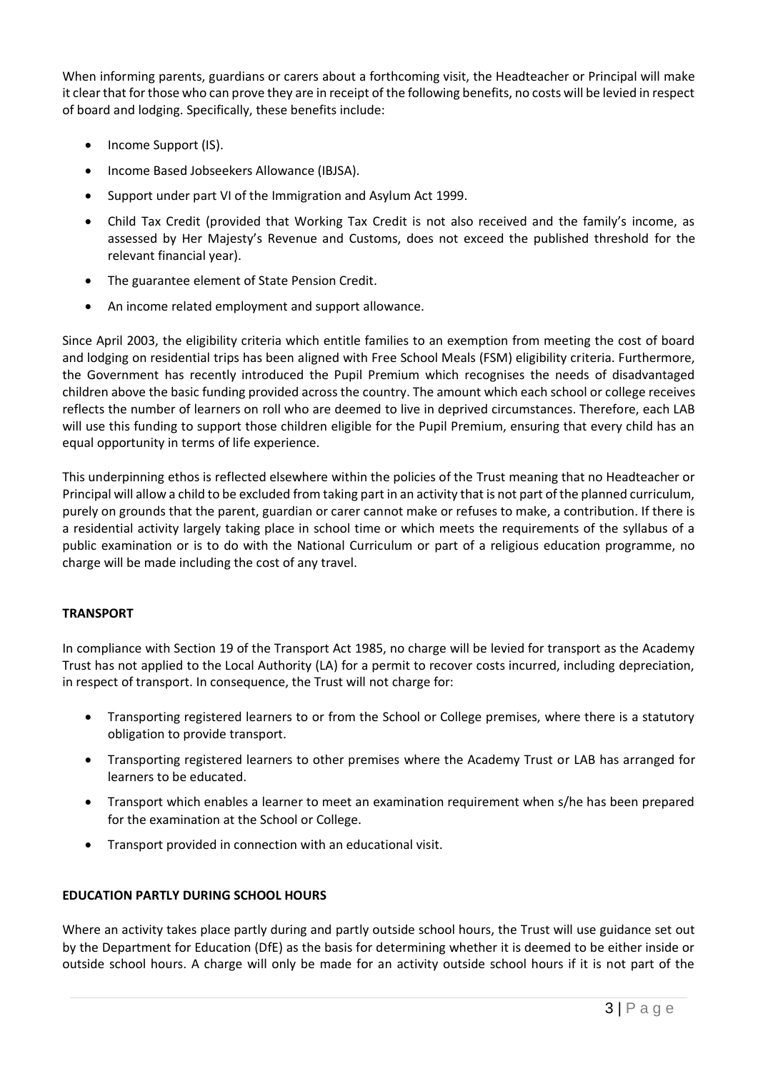When informing parents, guardians or carers about a forthcoming visit, the Headteacher or Principal will make it clear that for those who can prove they are in receipt of the following benefits, no costs will be levied in respect of board and lodging. Specifically, these benefits include:

- Income Support (IS).
- Income Based Jobseekers Allowance (IBJSA).
- Support under part VI of the Immigration and Asylum Act 1999.
- Child Tax Credit (provided that Working Tax Credit is not also received and the family's income, as assessed by Her Majesty's Revenue and Customs, does not exceed the published threshold for the relevant financial year).
- The guarantee element of State Pension Credit.
- An income related employment and support allowance.

Since April 2003, the eligibility criteria which entitle families to an exemption from meeting the cost of board and lodging on residential trips has been aligned with Free School Meals (FSM) eligibility criteria. Furthermore, the Government has recently introduced the Pupil Premium which recognises the needs of disadvantaged children above the basic funding provided across the country. The amount which each school or college receives reflects the number of learners on roll who are deemed to live in deprived circumstances. Therefore, each LAB will use this funding to support those children eligible for the Pupil Premium, ensuring that every child has an equal opportunity in terms of life experience.

This underpinning ethos is reflected elsewhere within the policies of the Trust meaning that no Headteacher or Principal will allow a child to be excluded from taking part in an activity that is not part of the planned curriculum, purely on grounds that the parent, guardian or carer cannot make or refuses to make, a contribution. If there is a residential activity largely taking place in school time or which meets the requirements of the syllabus of a public examination or is to do with the National Curriculum or part of a religious education programme, no charge will be made including the cost of any travel.

**TRANSPORT**

In compliance with Section 19 of the Transport Act 1985, no charge will be levied for transport as the Academy Trust has not applied to the Local Authority (LA) for a permit to recover costs incurred, including depreciation, in respect of transport. In consequence, the Trust will not charge for:

- Transporting registered learners to or from the School or College premises, where there is a statutory obligation to provide transport.
- Transporting registered learners to other premises where the Academy Trust or LAB has arranged for learners to be educated.
- Transport which enables a learner to meet an examination requirement when s/he has been prepared for the examination at the School or College.
- Transport provided in connection with an educational visit.

**EDUCATION PARTLY DURING SCHOOL HOURS**

Where an activity takes place partly during and partly outside school hours, the Trust will use guidance set out by the Department for Education (DfE) as the basis for determining whether it is deemed to be either inside or outside school hours. A charge will only be made for an activity outside school hours if it is not part of the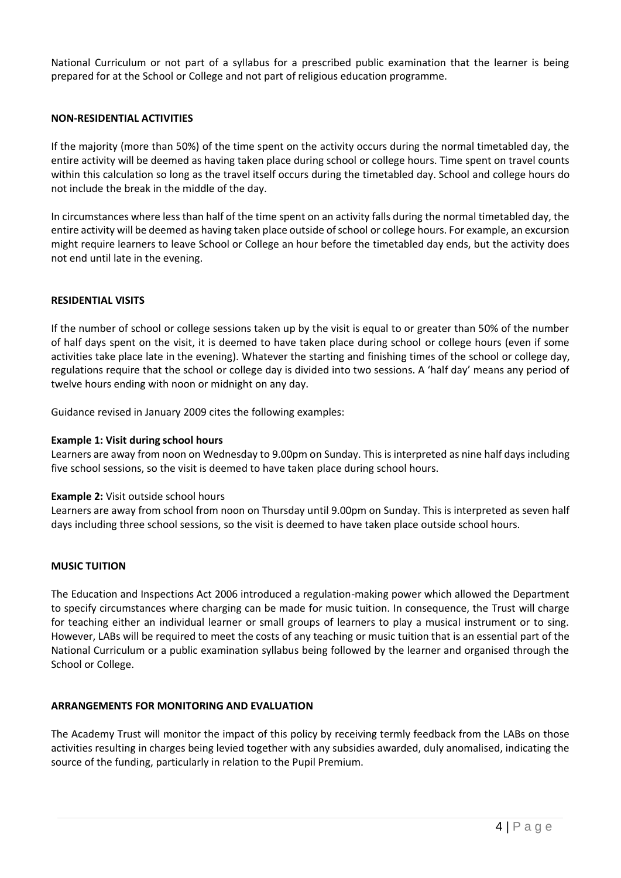National Curriculum or not part of a syllabus for a prescribed public examination that the learner is being prepared for at the School or College and not part of religious education programme.

**NON-RESIDENTIAL ACTIVITIES**

If the majority (more than 50%) of the time spent on the activity occurs during the normal timetabled day, the entire activity will be deemed as having taken place during school or college hours. Time spent on travel counts within this calculation so long as the travel itself occurs during the timetabled day. School and college hours do not include the break in the middle of the day.

In circumstances where less than half of the time spent on an activity falls during the normal timetabled day, the entire activity will be deemed as having taken place outside of school or college hours. For example, an excursion might require learners to leave School or College an hour before the timetabled day ends, but the activity does not end until late in the evening.

**RESIDENTIAL VISITS**

If the number of school or college sessions taken up by the visit is equal to or greater than 50% of the number of half days spent on the visit, it is deemed to have taken place during school or college hours (even if some activities take place late in the evening). Whatever the starting and finishing times of the school or college day, regulations require that the school or college day is divided into two sessions. A 'half day' means any period of twelve hours ending with noon or midnight on any day.

Guidance revised in January 2009 cites the following examples:

**Example 1: Visit during school hours**
Learners are away from noon on Wednesday to 9.00pm on Sunday. This is interpreted as nine half days including five school sessions, so the visit is deemed to have taken place during school hours.

**Example 2:** Visit outside school hours
Learners are away from school from noon on Thursday until 9.00pm on Sunday. This is interpreted as seven half days including three school sessions, so the visit is deemed to have taken place outside school hours.

**MUSIC TUITION**

The Education and Inspections Act 2006 introduced a regulation-making power which allowed the Department to specify circumstances where charging can be made for music tuition. In consequence, the Trust will charge for teaching either an individual learner or small groups of learners to play a musical instrument or to sing. However, LABs will be required to meet the costs of any teaching or music tuition that is an essential part of the National Curriculum or a public examination syllabus being followed by the learner and organised through the School or College.

**ARRANGEMENTS FOR MONITORING AND EVALUATION**

The Academy Trust will monitor the impact of this policy by receiving termly feedback from the LABs on those activities resulting in charges being levied together with any subsidies awarded, duly anomalised, indicating the source of the funding, particularly in relation to the Pupil Premium.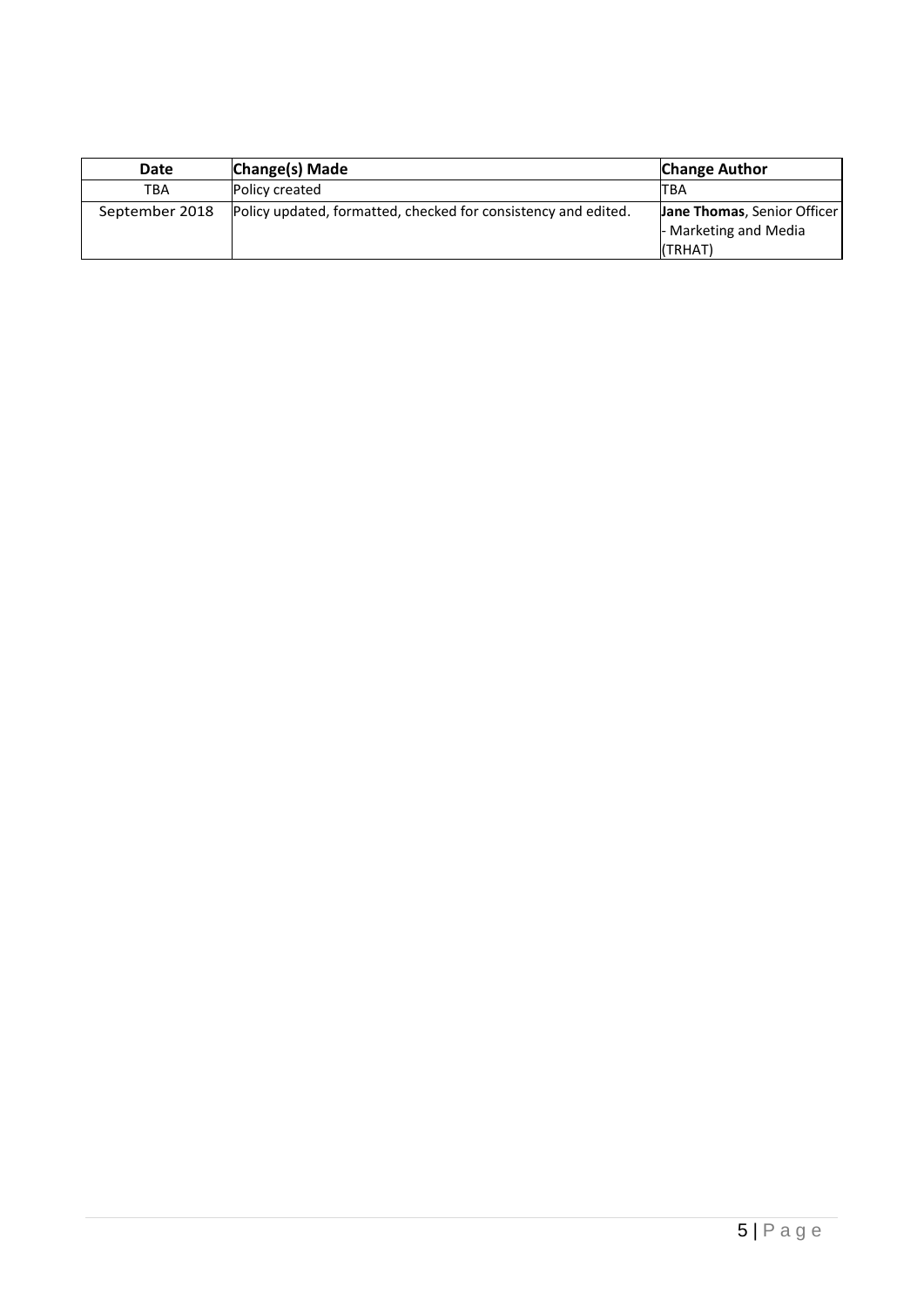| Date | Change(s) Made | Change Author |
|---|---|---|
| TBA | Policy created | TBA |
| September 2018 | Policy updated, formatted, checked for consistency and edited. | **Jane Thomas**, Senior Officer - Marketing and Media (TRHAT) |